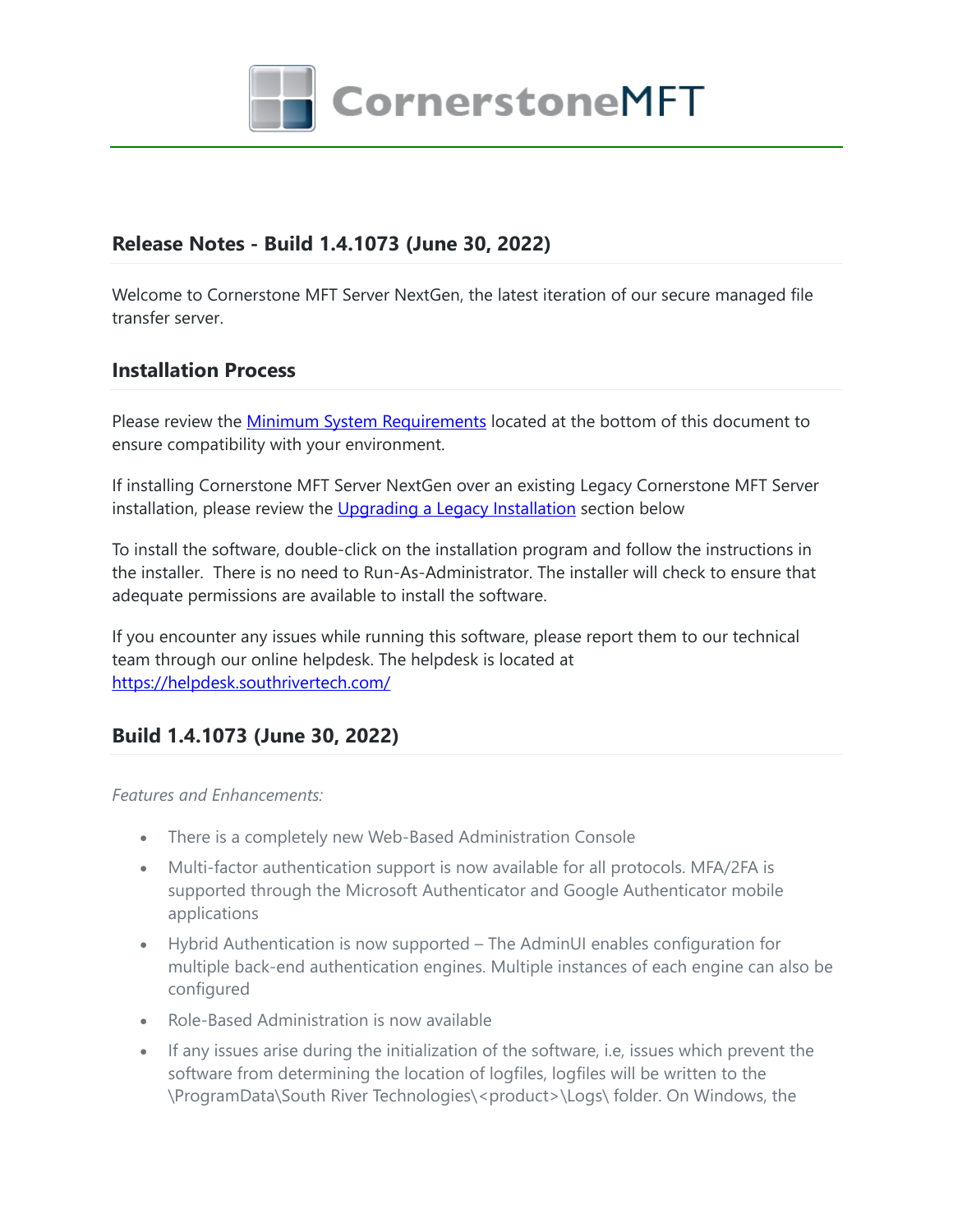# CornerstoneMFT

## Release Notes - Build 1.4.1073 (June 30, 2022)

Welcome to Cornerstone MFT Server NextGen, the latest iteration of our secure managed file transfer server.

## Installation Process

Please review the [Minimum System Requirements]() located at the bottom of this document to ensure compatibility with your environment.

If installing Cornerstone MFT Server NextGen over an existing Legacy Cornerstone MFT Server installation, please review the [Upgrading a Legacy Installation]() section below

To install the software, double-click on the installation program and follow the instructions in the installer. There is no need to Run-As-Administrator. The installer will check to ensure that adequate permissions are available to install the software.

If you encounter any issues while running this software, please report them to our technical team through our online helpdesk. The helpdesk is located at [https://helpdesk.southrivertech.com/](https://helpdesk.southrivertech.com/)

## Build 1.4.1073 (June 30, 2022)

*Features and Enhancements:*

- There is a completely new Web-Based Administration Console
- Multi-factor authentication support is now available for all protocols. MFA/2FA is supported through the Microsoft Authenticator and Google Authenticator mobile applications
- Hybrid Authentication is now supported – The AdminUI enables configuration for multiple back-end authentication engines. Multiple instances of each engine can also be configured
- Role-Based Administration is now available
- If any issues arise during the initialization of the software, i.e, issues which prevent the software from determining the location of logfiles, logfiles will be written to the \ProgramData\South River Technologies\<product>\Logs\ folder. On Windows, the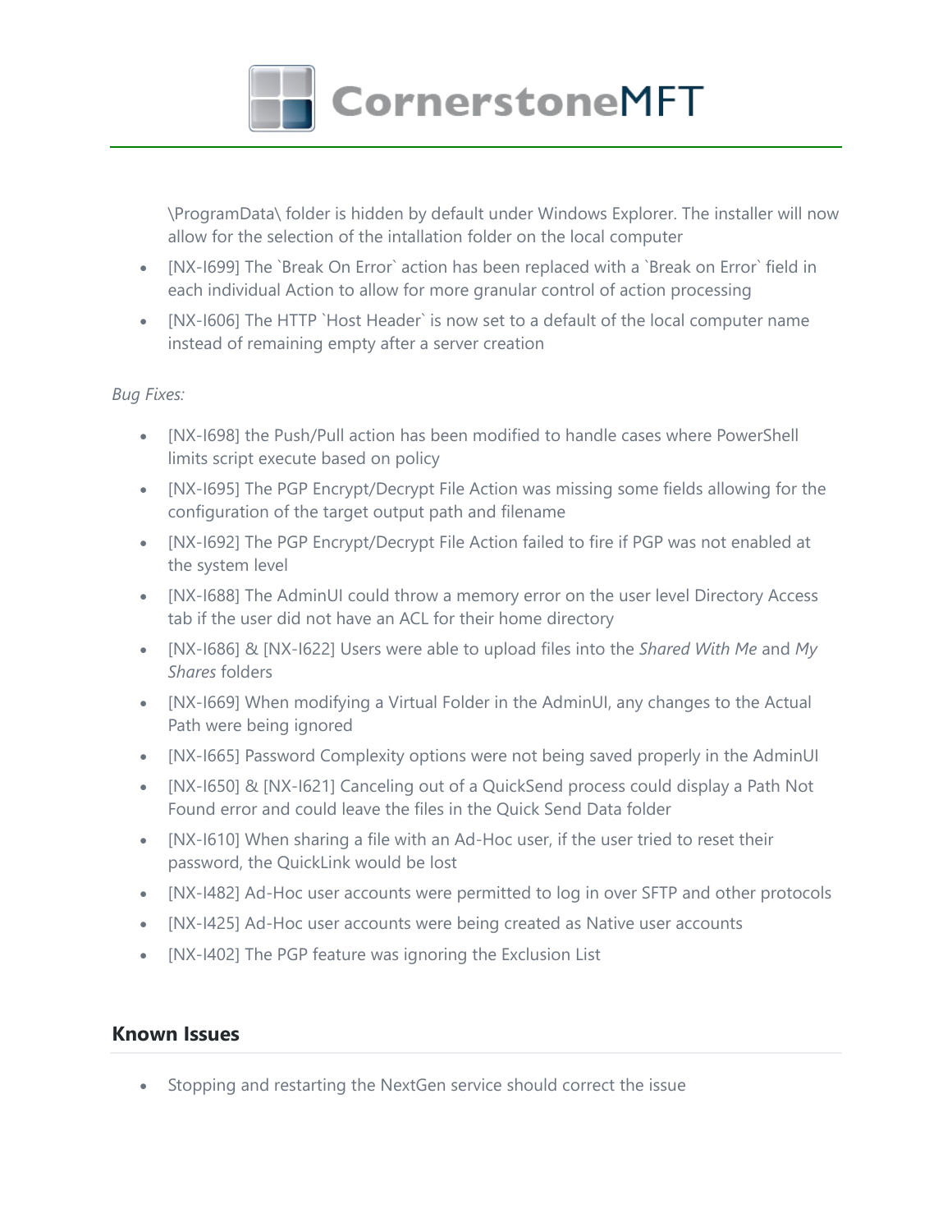\ProgramData\ folder is hidden by default under Windows Explorer. The installer will now allow for the selection of the intallation folder on the local computer

- [NX-I699] The `Break On Error` action has been replaced with a `Break on Error` field in each individual Action to allow for more granular control of action processing
- [NX-I606] The HTTP `Host Header` is now set to a default of the local computer name instead of remaining empty after a server creation

*Bug Fixes:*

- [NX-I698] the Push/Pull action has been modified to handle cases where PowerShell limits script execute based on policy
- [NX-I695] The PGP Encrypt/Decrypt File Action was missing some fields allowing for the configuration of the target output path and filename
- [NX-I692] The PGP Encrypt/Decrypt File Action failed to fire if PGP was not enabled at the system level
- [NX-I688] The AdminUI could throw a memory error on the user level Directory Access tab if the user did not have an ACL for their home directory
- [NX-I686] & [NX-I622] Users were able to upload files into the *Shared With Me* and *My Shares* folders
- [NX-I669] When modifying a Virtual Folder in the AdminUI, any changes to the Actual Path were being ignored
- [NX-I665] Password Complexity options were not being saved properly in the AdminUI
- [NX-I650] & [NX-I621] Canceling out of a QuickSend process could display a Path Not Found error and could leave the files in the Quick Send Data folder
- [NX-I610] When sharing a file with an Ad-Hoc user, if the user tried to reset their password, the QuickLink would be lost
- [NX-I482] Ad-Hoc user accounts were permitted to log in over SFTP and other protocols
- [NX-I425] Ad-Hoc user accounts were being created as Native user accounts
- [NX-I402] The PGP feature was ignoring the Exclusion List

## Known Issues

- Stopping and restarting the NextGen service should correct the issue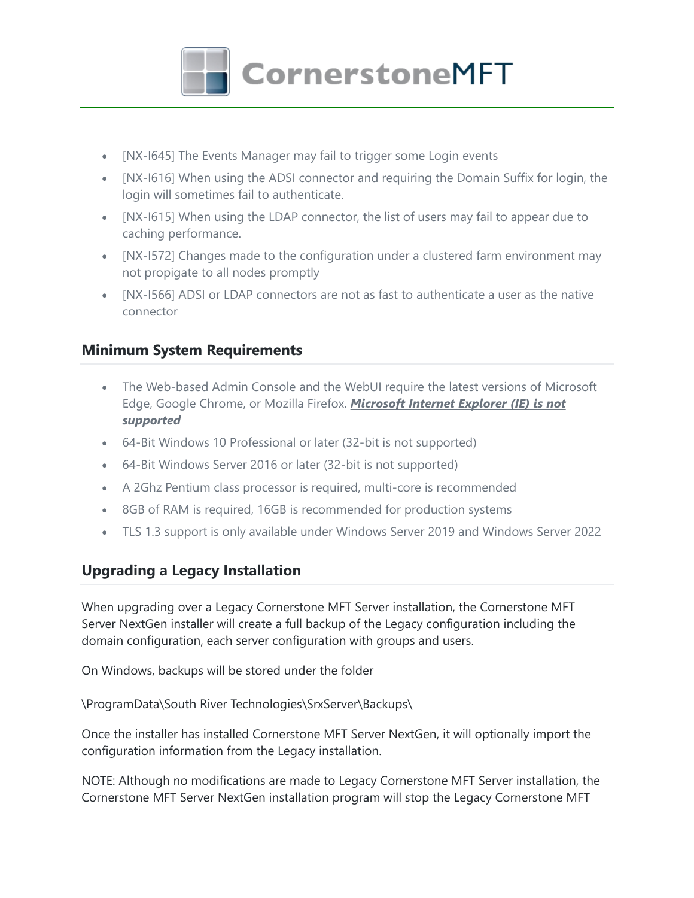- [NX-I645] The Events Manager may fail to trigger some Login events
- [NX-I616] When using the ADSI connector and requiring the Domain Suffix for login, the login will sometimes fail to authenticate.
- [NX-I615] When using the LDAP connector, the list of users may fail to appear due to caching performance.
- [NX-I572] Changes made to the configuration under a clustered farm environment may not propigate to all nodes promptly
- [NX-I566] ADSI or LDAP connectors are not as fast to authenticate a user as the native connector

## Minimum System Requirements

- The Web-based Admin Console and the WebUI require the latest versions of Microsoft Edge, Google Chrome, or Mozilla Firefox. ***Microsoft Internet Explorer (IE) is not supported***
- 64-Bit Windows 10 Professional or later (32-bit is not supported)
- 64-Bit Windows Server 2016 or later (32-bit is not supported)
- A 2Ghz Pentium class processor is required, multi-core is recommended
- 8GB of RAM is required, 16GB is recommended for production systems
- TLS 1.3 support is only available under Windows Server 2019 and Windows Server 2022

## Upgrading a Legacy Installation

When upgrading over a Legacy Cornerstone MFT Server installation, the Cornerstone MFT Server NextGen installer will create a full backup of the Legacy configuration including the domain configuration, each server configuration with groups and users.

On Windows, backups will be stored under the folder

\ProgramData\South River Technologies\SrxServer\Backups\

Once the installer has installed Cornerstone MFT Server NextGen, it will optionally import the configuration information from the Legacy installation.

NOTE: Although no modifications are made to Legacy Cornerstone MFT Server installation, the Cornerstone MFT Server NextGen installation program will stop the Legacy Cornerstone MFT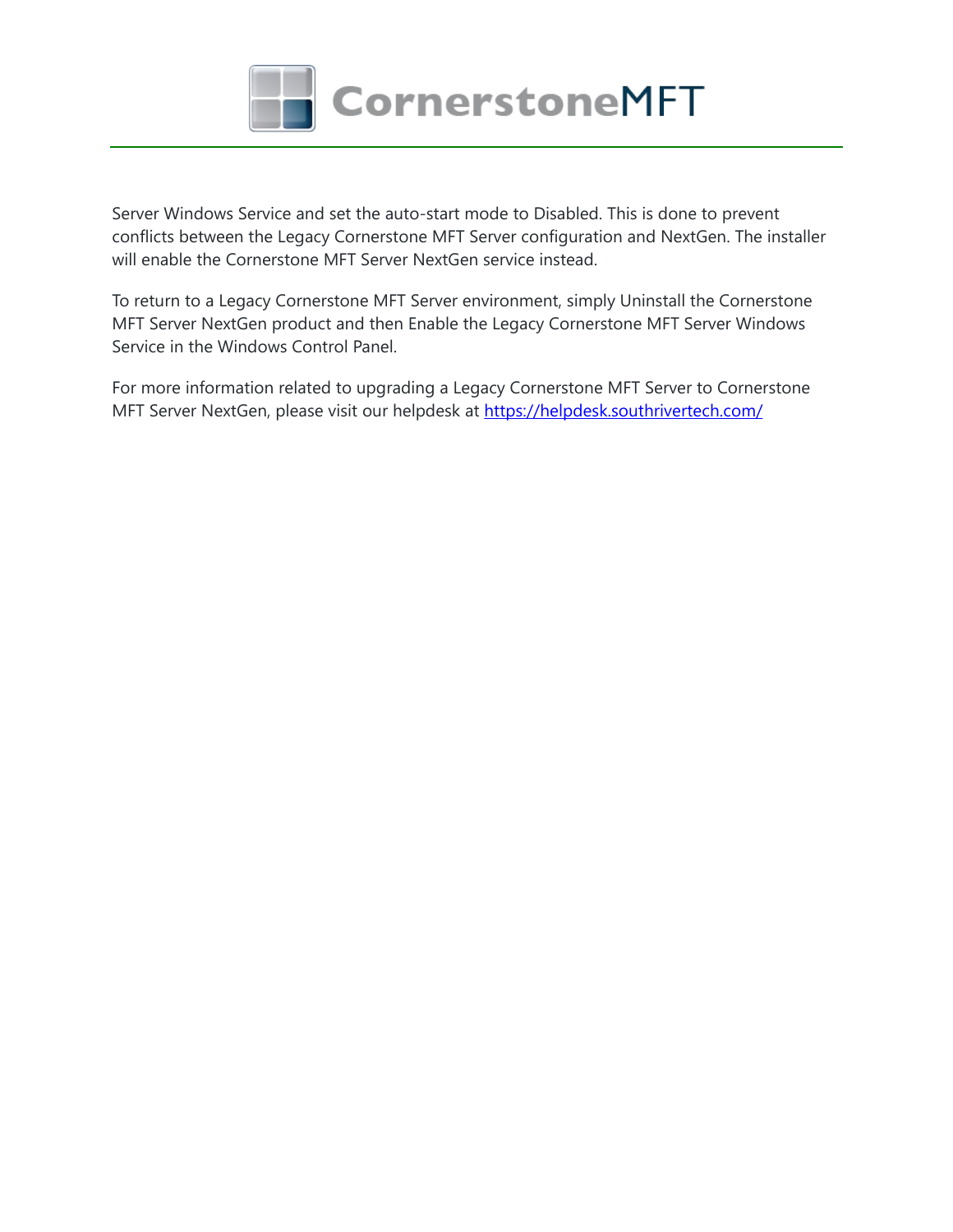Server Windows Service and set the auto-start mode to Disabled. This is done to prevent conflicts between the Legacy Cornerstone MFT Server configuration and NextGen. The installer will enable the Cornerstone MFT Server NextGen service instead.

To return to a Legacy Cornerstone MFT Server environment, simply Uninstall the Cornerstone MFT Server NextGen product and then Enable the Legacy Cornerstone MFT Server Windows Service in the Windows Control Panel.

For more information related to upgrading a Legacy Cornerstone MFT Server to Cornerstone MFT Server NextGen, please visit our helpdesk at [https://helpdesk.southrivertech.com/](https://helpdesk.southrivertech.com/)